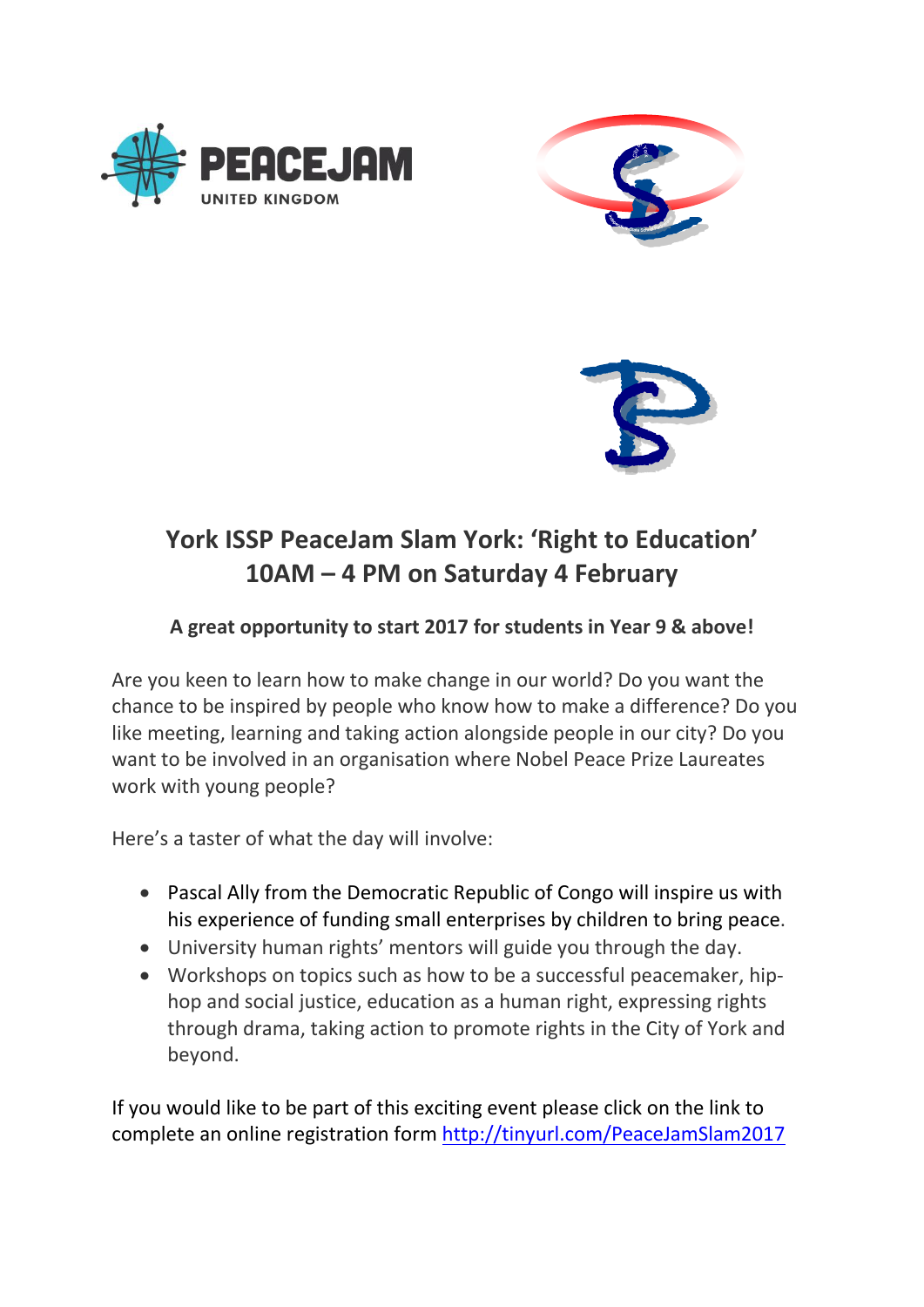PEACEJAM

UNITED KINGDOM

## York ISSP PeaceJam Slam York: 'Right to Education'
## 10AM – 4 PM on Saturday 4 February

**A great opportunity to start 2017 for students in Year 9 & above!**

Are you keen to learn how to make change in our world? Do you want the chance to be inspired by people who know how to make a difference? Do you like meeting, learning and taking action alongside people in our city? Do you want to be involved in an organisation where Nobel Peace Prize Laureates work with young people?

Here's a taster of what the day will involve:

- Pascal Ally from the Democratic Republic of Congo will inspire us with his experience of funding small enterprises by children to bring peace.
- University human rights' mentors will guide you through the day.
- Workshops on topics such as how to be a successful peacemaker, hip-hop and social justice, education as a human right, expressing rights through drama, taking action to promote rights in the City of York and beyond.

If you would like to be part of this exciting event please click on the link to complete an online registration form [http://tinyurl.com/PeaceJamSlam2017](http://tinyurl.com/PeaceJamSlam2017)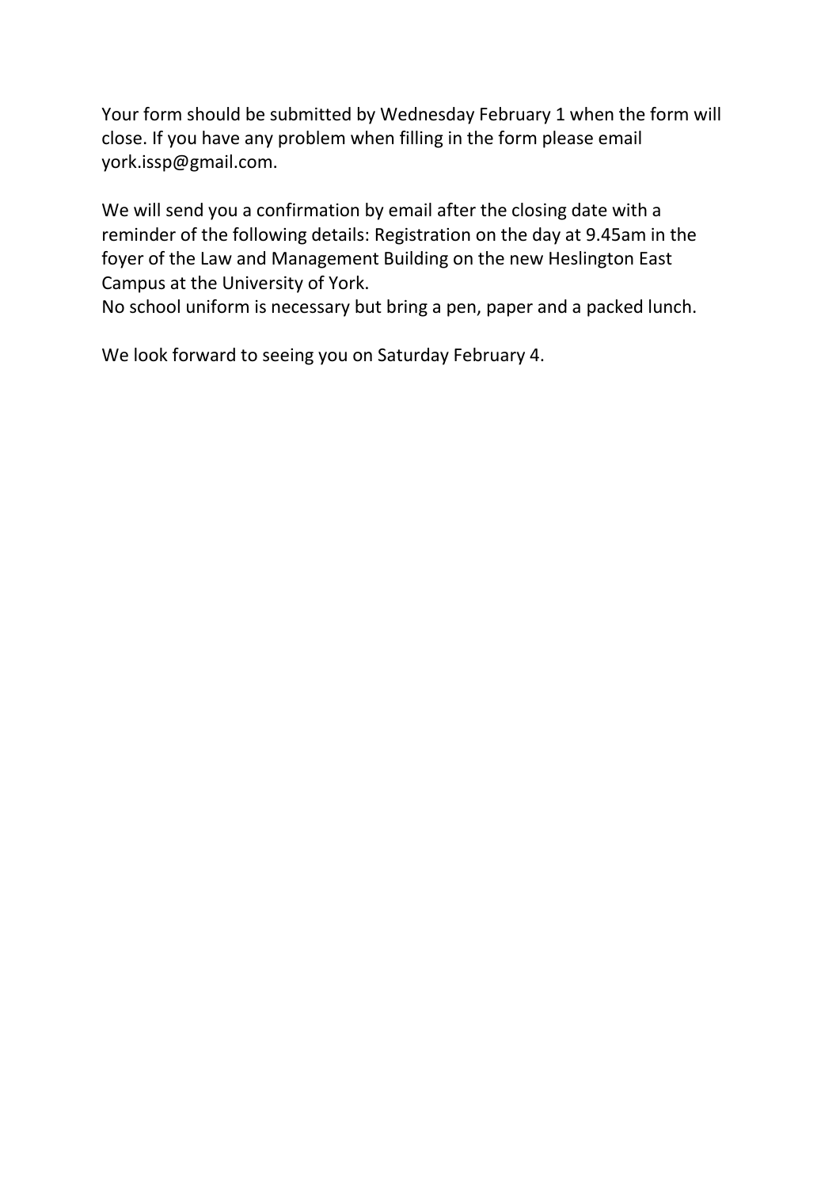Your form should be submitted by Wednesday February 1 when the form will close. If you have any problem when filling in the form please email york.issp@gmail.com.

We will send you a confirmation by email after the closing date with a reminder of the following details: Registration on the day at 9.45am in the foyer of the Law and Management Building on the new Heslington East Campus at the University of York.
No school uniform is necessary but bring a pen, paper and a packed lunch.

We look forward to seeing you on Saturday February 4.